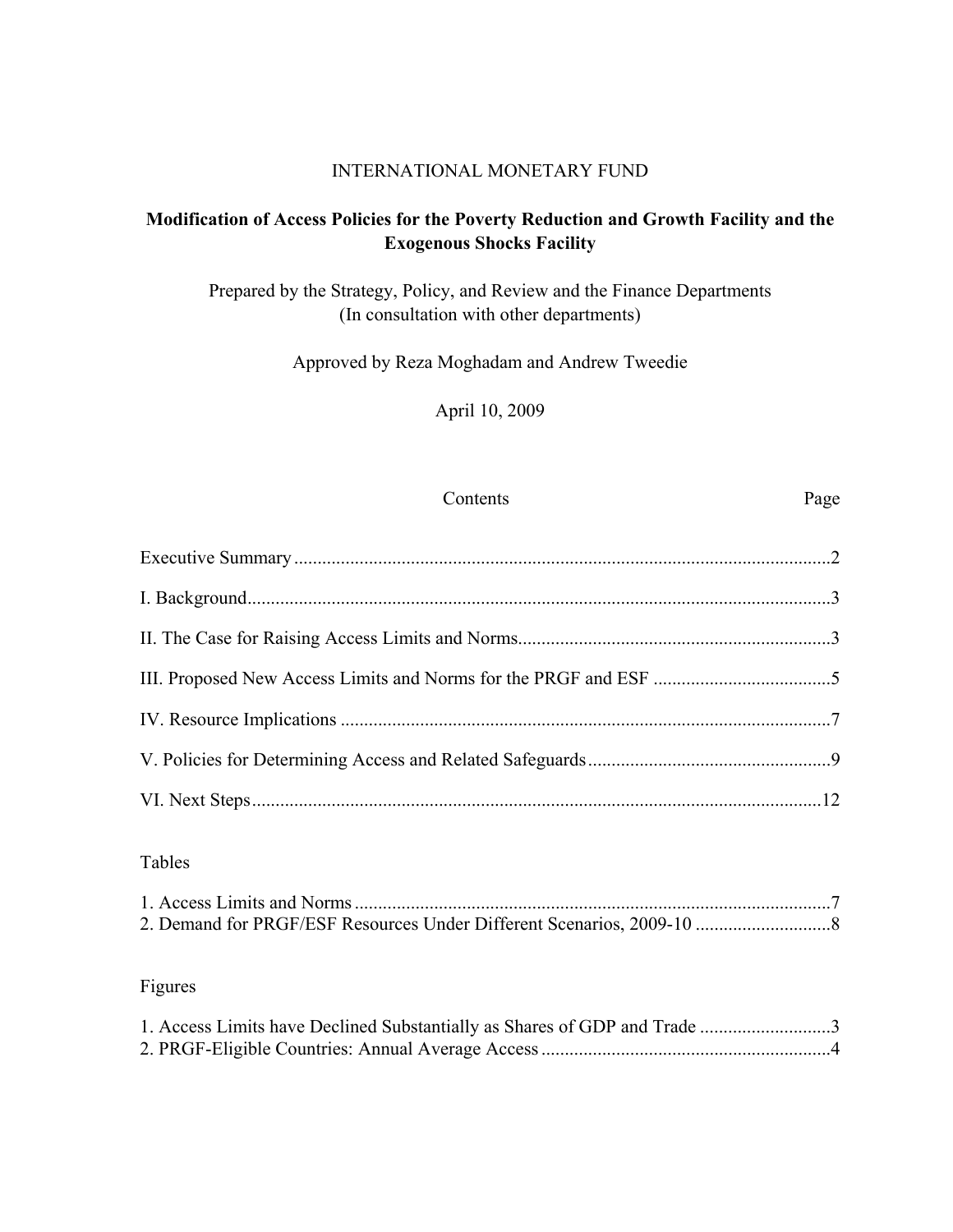INTERNATIONAL MONETARY FUND

# Modification of Access Policies for the Poverty Reduction and Growth Facility and the Exogenous Shocks Facility

Prepared by the Strategy, Policy, and Review and the Finance Departments
(In consultation with other departments)

Approved by Reza Moghadam and Andrew Tweedie

April 10, 2009

| Contents | Page |
|---|---|
| Executive Summary | 2 |
| I. Background | 3 |
| II. The Case for Raising Access Limits and Norms | 3 |
| III. Proposed New Access Limits and Norms for the PRGF and ESF | 5 |
| IV. Resource Implications | 7 |
| V. Policies for Determining Access and Related Safeguards | 9 |
| VI. Next Steps | 12 |

Tables

| | |
|---|---|
| 1. Access Limits and Norms | 7 |
| 2. Demand for PRGF/ESF Resources Under Different Scenarios, 2009-10 | 8 |

Figures

| | |
|---|---|
| 1. Access Limits have Declined Substantially as Shares of GDP and Trade | 3 |
| 2. PRGF-Eligible Countries: Annual Average Access | 4 |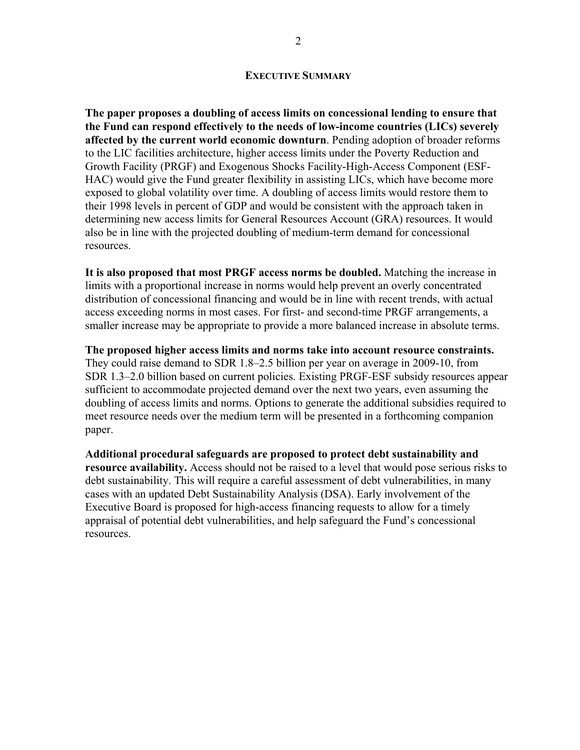## EXECUTIVE SUMMARY

**The paper proposes a doubling of access limits on concessional lending to ensure that the Fund can respond effectively to the needs of low-income countries (LICs) severely affected by the current world economic downturn**. Pending adoption of broader reforms to the LIC facilities architecture, higher access limits under the Poverty Reduction and Growth Facility (PRGF) and Exogenous Shocks Facility-High-Access Component (ESF-HAC) would give the Fund greater flexibility in assisting LICs, which have become more exposed to global volatility over time. A doubling of access limits would restore them to their 1998 levels in percent of GDP and would be consistent with the approach taken in determining new access limits for General Resources Account (GRA) resources. It would also be in line with the projected doubling of medium-term demand for concessional resources.

**It is also proposed that most PRGF access norms be doubled.** Matching the increase in limits with a proportional increase in norms would help prevent an overly concentrated distribution of concessional financing and would be in line with recent trends, with actual access exceeding norms in most cases. For first- and second-time PRGF arrangements, a smaller increase may be appropriate to provide a more balanced increase in absolute terms.

**The proposed higher access limits and norms take into account resource constraints.** They could raise demand to SDR 1.8–2.5 billion per year on average in 2009-10, from SDR 1.3–2.0 billion based on current policies. Existing PRGF-ESF subsidy resources appear sufficient to accommodate projected demand over the next two years, even assuming the doubling of access limits and norms. Options to generate the additional subsidies required to meet resource needs over the medium term will be presented in a forthcoming companion paper.

**Additional procedural safeguards are proposed to protect debt sustainability and resource availability.** Access should not be raised to a level that would pose serious risks to debt sustainability. This will require a careful assessment of debt vulnerabilities, in many cases with an updated Debt Sustainability Analysis (DSA). Early involvement of the Executive Board is proposed for high-access financing requests to allow for a timely appraisal of potential debt vulnerabilities, and help safeguard the Fund's concessional resources.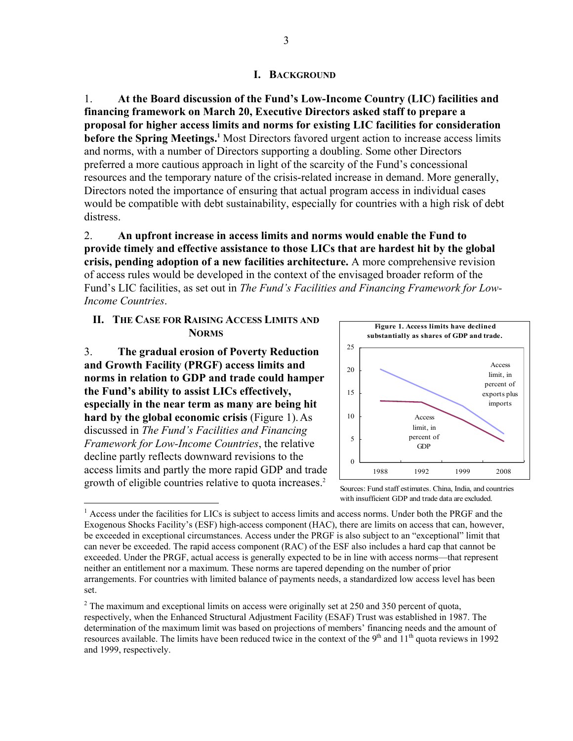## I. BACKGROUND

1. **At the Board discussion of the Fund's Low-Income Country (LIC) facilities and financing framework on March 20, Executive Directors asked staff to prepare a proposal for higher access limits and norms for existing LIC facilities for consideration before the Spring Meetings.**[1] Most Directors favored urgent action to increase access limits and norms, with a number of Directors supporting a doubling. Some other Directors preferred a more cautious approach in light of the scarcity of the Fund's concessional resources and the temporary nature of the crisis-related increase in demand. More generally, Directors noted the importance of ensuring that actual program access in individual cases would be compatible with debt sustainability, especially for countries with a high risk of debt distress.

2. **An upfront increase in access limits and norms would enable the Fund to provide timely and effective assistance to those LICs that are hardest hit by the global crisis, pending adoption of a new facilities architecture.** A more comprehensive revision of access rules would be developed in the context of the envisaged broader reform of the Fund's LIC facilities, as set out in *The Fund's Facilities and Financing Framework for Low-Income Countries*.

## II. THE CASE FOR RAISING ACCESS LIMITS AND NORMS

3. **The gradual erosion of Poverty Reduction and Growth Facility (PRGF) access limits and norms in relation to GDP and trade could hamper the Fund's ability to assist LICs effectively, especially in the near term as many are being hit hard by the global economic crisis** (Figure 1). As discussed in *The Fund's Facilities and Financing Framework for Low-Income Countries*, the relative decline partly reflects downward revisions to the access limits and partly the more rapid GDP and trade growth of eligible countries relative to quota increases.[2]

**Figure 1. Access limits have declined substantially as shares of GDP and trade.**

Sources: Fund staff estimates. China, India, and countries with insufficient GDP and trade data are excluded.

---

[1] Access under the facilities for LICs is subject to access limits and access norms. Under both the PRGF and the Exogenous Shocks Facility's (ESF) high-access component (HAC), there are limits on access that can, however, be exceeded in exceptional circumstances. Access under the PRGF is also subject to an "exceptional" limit that can never be exceeded. The rapid access component (RAC) of the ESF also includes a hard cap that cannot be exceeded. Under the PRGF, actual access is generally expected to be in line with access norms—that represent neither an entitlement nor a maximum. These norms are tapered depending on the number of prior arrangements. For countries with limited balance of payments needs, a standardized low access level has been set.

[2] The maximum and exceptional limits on access were originally set at 250 and 350 percent of quota, respectively, when the Enhanced Structural Adjustment Facility (ESAF) Trust was established in 1987. The determination of the maximum limit was based on projections of members' financing needs and the amount of resources available. The limits have been reduced twice in the context of the 9th and 11th quota reviews in 1992 and 1999, respectively.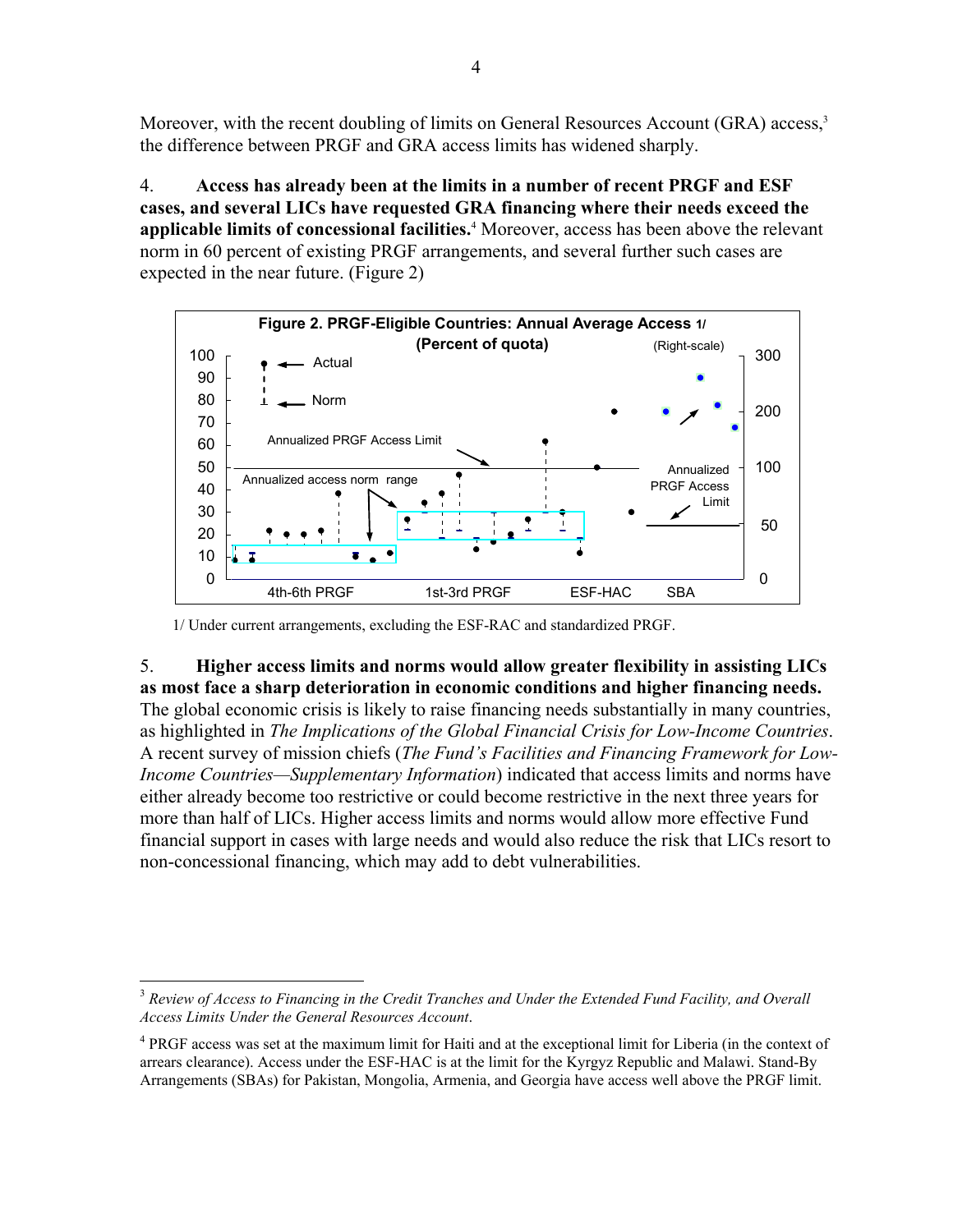Moreover, with the recent doubling of limits on General Resources Account (GRA) access,[3] the difference between PRGF and GRA access limits has widened sharply.

4. **Access has already been at the limits in a number of recent PRGF and ESF cases, and several LICs have requested GRA financing where their needs exceed the applicable limits of concessional facilities.**[4] Moreover, access has been above the relevant norm in 60 percent of existing PRGF arrangements, and several further such cases are expected in the near future. (Figure 2)

**Figure 2. PRGF-Eligible Countries: Annual Average Access 1/**
**(Percent of quota)**

1/ Under current arrangements, excluding the ESF-RAC and standardized PRGF.

5. **Higher access limits and norms would allow greater flexibility in assisting LICs as most face a sharp deterioration in economic conditions and higher financing needs.** The global economic crisis is likely to raise financing needs substantially in many countries, as highlighted in *The Implications of the Global Financial Crisis for Low-Income Countries*. A recent survey of mission chiefs (*The Fund's Facilities and Financing Framework for Low-Income Countries—Supplementary Information*) indicated that access limits and norms have either already become too restrictive or could become restrictive in the next three years for more than half of LICs. Higher access limits and norms would allow more effective Fund financial support in cases with large needs and would also reduce the risk that LICs resort to non-concessional financing, which may add to debt vulnerabilities.

---

[3] *Review of Access to Financing in the Credit Tranches and Under the Extended Fund Facility, and Overall Access Limits Under the General Resources Account*.

[4] PRGF access was set at the maximum limit for Haiti and at the exceptional limit for Liberia (in the context of arrears clearance). Access under the ESF-HAC is at the limit for the Kyrgyz Republic and Malawi. Stand-By Arrangements (SBAs) for Pakistan, Mongolia, Armenia, and Georgia have access well above the PRGF limit.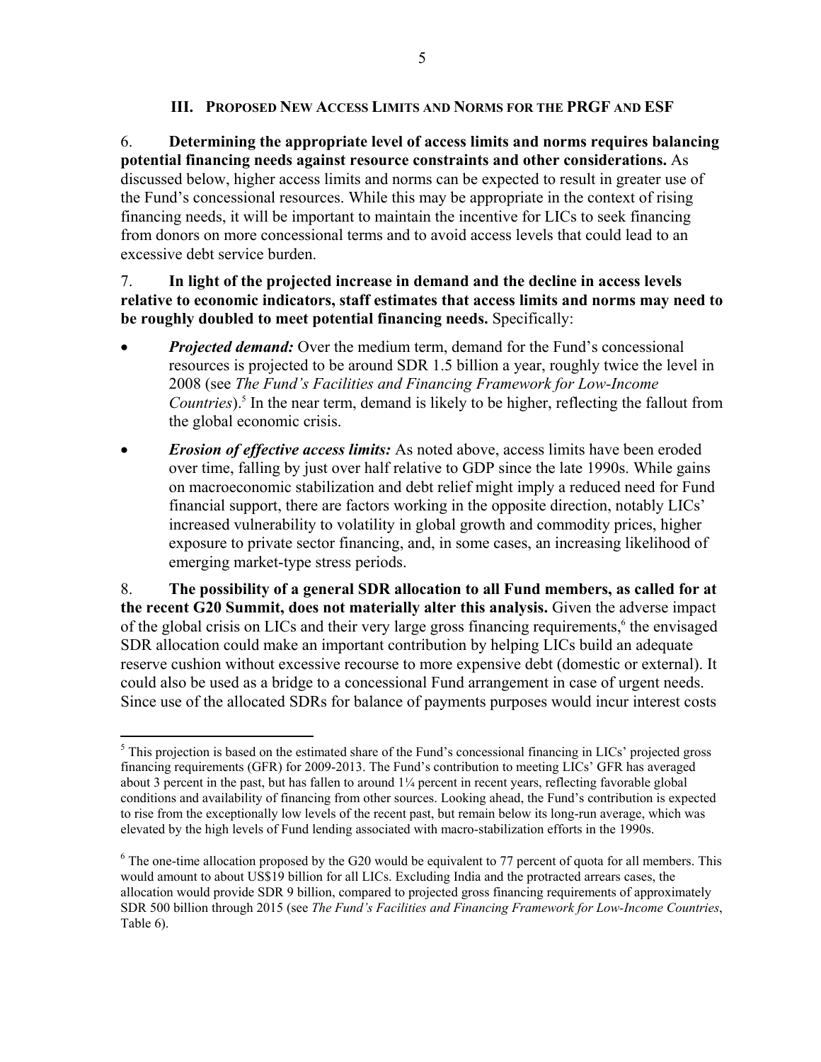## III. PROPOSED NEW ACCESS LIMITS AND NORMS FOR THE PRGF AND ESF

6. **Determining the appropriate level of access limits and norms requires balancing potential financing needs against resource constraints and other considerations.** As discussed below, higher access limits and norms can be expected to result in greater use of the Fund's concessional resources. While this may be appropriate in the context of rising financing needs, it will be important to maintain the incentive for LICs to seek financing from donors on more concessional terms and to avoid access levels that could lead to an excessive debt service burden.

7. **In light of the projected increase in demand and the decline in access levels relative to economic indicators, staff estimates that access limits and norms may need to be roughly doubled to meet potential financing needs.** Specifically:

- ***Projected demand:*** Over the medium term, demand for the Fund's concessional resources is projected to be around SDR 1.5 billion a year, roughly twice the level in 2008 (see *The Fund's Facilities and Financing Framework for Low-Income Countries*).[5] In the near term, demand is likely to be higher, reflecting the fallout from the global economic crisis.

- ***Erosion of effective access limits:*** As noted above, access limits have been eroded over time, falling by just over half relative to GDP since the late 1990s. While gains on macroeconomic stabilization and debt relief might imply a reduced need for Fund financial support, there are factors working in the opposite direction, notably LICs' increased vulnerability to volatility in global growth and commodity prices, higher exposure to private sector financing, and, in some cases, an increasing likelihood of emerging market-type stress periods.

8. **The possibility of a general SDR allocation to all Fund members, as called for at the recent G20 Summit, does not materially alter this analysis.** Given the adverse impact of the global crisis on LICs and their very large gross financing requirements,[6] the envisaged SDR allocation could make an important contribution by helping LICs build an adequate reserve cushion without excessive recourse to more expensive debt (domestic or external). It could also be used as a bridge to a concessional Fund arrangement in case of urgent needs. Since use of the allocated SDRs for balance of payments purposes would incur interest costs

---

[5] This projection is based on the estimated share of the Fund's concessional financing in LICs' projected gross financing requirements (GFR) for 2009-2013. The Fund's contribution to meeting LICs' GFR has averaged about 3 percent in the past, but has fallen to around 1¼ percent in recent years, reflecting favorable global conditions and availability of financing from other sources. Looking ahead, the Fund's contribution is expected to rise from the exceptionally low levels of the recent past, but remain below its long-run average, which was elevated by the high levels of Fund lending associated with macro-stabilization efforts in the 1990s.

[6] The one-time allocation proposed by the G20 would be equivalent to 77 percent of quota for all members. This would amount to about US$19 billion for all LICs. Excluding India and the protracted arrears cases, the allocation would provide SDR 9 billion, compared to projected gross financing requirements of approximately SDR 500 billion through 2015 (see *The Fund's Facilities and Financing Framework for Low-Income Countries*, Table 6).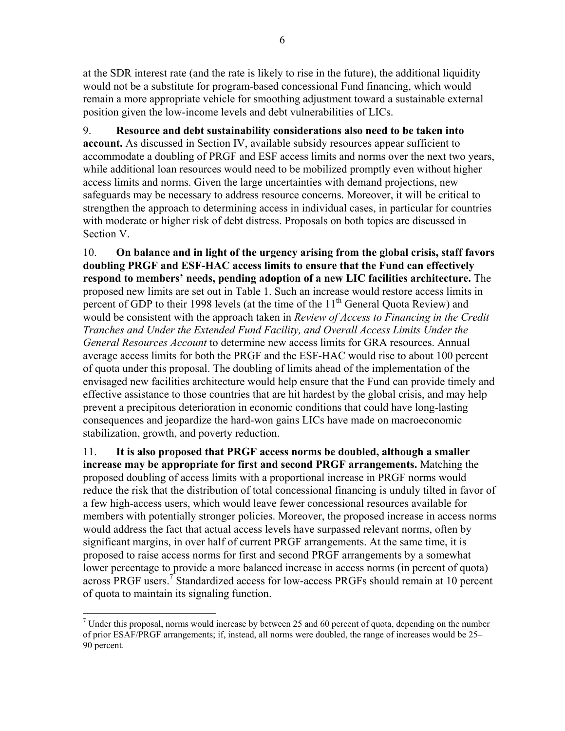at the SDR interest rate (and the rate is likely to rise in the future), the additional liquidity would not be a substitute for program-based concessional Fund financing, which would remain a more appropriate vehicle for smoothing adjustment toward a sustainable external position given the low-income levels and debt vulnerabilities of LICs.

9. **Resource and debt sustainability considerations also need to be taken into account.** As discussed in Section IV, available subsidy resources appear sufficient to accommodate a doubling of PRGF and ESF access limits and norms over the next two years, while additional loan resources would need to be mobilized promptly even without higher access limits and norms. Given the large uncertainties with demand projections, new safeguards may be necessary to address resource concerns. Moreover, it will be critical to strengthen the approach to determining access in individual cases, in particular for countries with moderate or higher risk of debt distress. Proposals on both topics are discussed in Section V.

10. **On balance and in light of the urgency arising from the global crisis, staff favors doubling PRGF and ESF-HAC access limits to ensure that the Fund can effectively respond to members' needs, pending adoption of a new LIC facilities architecture.** The proposed new limits are set out in Table 1. Such an increase would restore access limits in percent of GDP to their 1998 levels (at the time of the 11th General Quota Review) and would be consistent with the approach taken in *Review of Access to Financing in the Credit Tranches and Under the Extended Fund Facility, and Overall Access Limits Under the General Resources Account* to determine new access limits for GRA resources. Annual average access limits for both the PRGF and the ESF-HAC would rise to about 100 percent of quota under this proposal. The doubling of limits ahead of the implementation of the envisaged new facilities architecture would help ensure that the Fund can provide timely and effective assistance to those countries that are hit hardest by the global crisis, and may help prevent a precipitous deterioration in economic conditions that could have long-lasting consequences and jeopardize the hard-won gains LICs have made on macroeconomic stabilization, growth, and poverty reduction.

11. **It is also proposed that PRGF access norms be doubled, although a smaller increase may be appropriate for first and second PRGF arrangements.** Matching the proposed doubling of access limits with a proportional increase in PRGF norms would reduce the risk that the distribution of total concessional financing is unduly tilted in favor of a few high-access users, which would leave fewer concessional resources available for members with potentially stronger policies. Moreover, the proposed increase in access norms would address the fact that actual access levels have surpassed relevant norms, often by significant margins, in over half of current PRGF arrangements. At the same time, it is proposed to raise access norms for first and second PRGF arrangements by a somewhat lower percentage to provide a more balanced increase in access norms (in percent of quota) across PRGF users.[7] Standardized access for low-access PRGFs should remain at 10 percent of quota to maintain its signaling function.

[7] Under this proposal, norms would increase by between 25 and 60 percent of quota, depending on the number of prior ESAF/PRGF arrangements; if, instead, all norms were doubled, the range of increases would be 25–90 percent.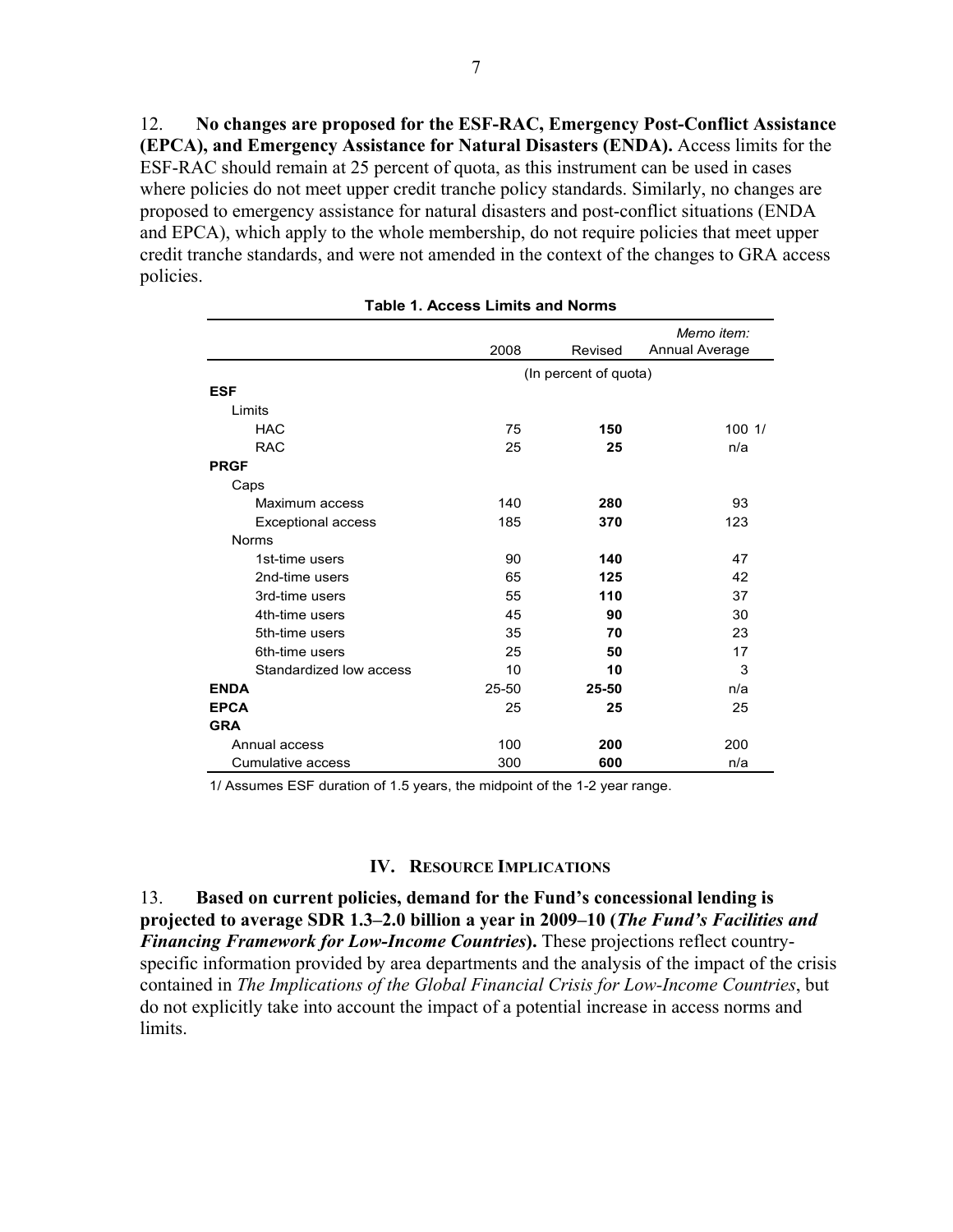12. **No changes are proposed for the ESF-RAC, Emergency Post-Conflict Assistance (EPCA), and Emergency Assistance for Natural Disasters (ENDA).** Access limits for the ESF-RAC should remain at 25 percent of quota, as this instrument can be used in cases where policies do not meet upper credit tranche policy standards. Similarly, no changes are proposed to emergency assistance for natural disasters and post-conflict situations (ENDA and EPCA), which apply to the whole membership, do not require policies that meet upper credit tranche standards, and were not amended in the context of the changes to GRA access policies.

**Table 1. Access Limits and Norms**

| | 2008 | Revised | *Memo item:* Annual Average |
|---|---|---|---|
| | (In percent of quota) | | |
| **ESF** | | | |
| Limits | | | |
| HAC | 75 | **150** | 100 1/ |
| RAC | 25 | **25** | n/a |
| **PRGF** | | | |
| Caps | | | |
| Maximum access | 140 | **280** | 93 |
| Exceptional access | 185 | **370** | 123 |
| Norms | | | |
| 1st-time users | 90 | **140** | 47 |
| 2nd-time users | 65 | **125** | 42 |
| 3rd-time users | 55 | **110** | 37 |
| 4th-time users | 45 | **90** | 30 |
| 5th-time users | 35 | **70** | 23 |
| 6th-time users | 25 | **50** | 17 |
| Standardized low access | 10 | **10** | 3 |
| **ENDA** | 25-50 | **25-50** | n/a |
| **EPCA** | 25 | **25** | 25 |
| **GRA** | | | |
| Annual access | 100 | **200** | 200 |
| Cumulative access | 300 | **600** | n/a |

1/ Assumes ESF duration of 1.5 years, the midpoint of the 1-2 year range.

## IV. Resource Implications

13. **Based on current policies, demand for the Fund's concessional lending is projected to average SDR 1.3–2.0 billion a year in 2009–10 (*The Fund's Facilities and Financing Framework for Low-Income Countries*).** These projections reflect country-specific information provided by area departments and the analysis of the impact of the crisis contained in *The Implications of the Global Financial Crisis for Low-Income Countries*, but do not explicitly take into account the impact of a potential increase in access norms and limits.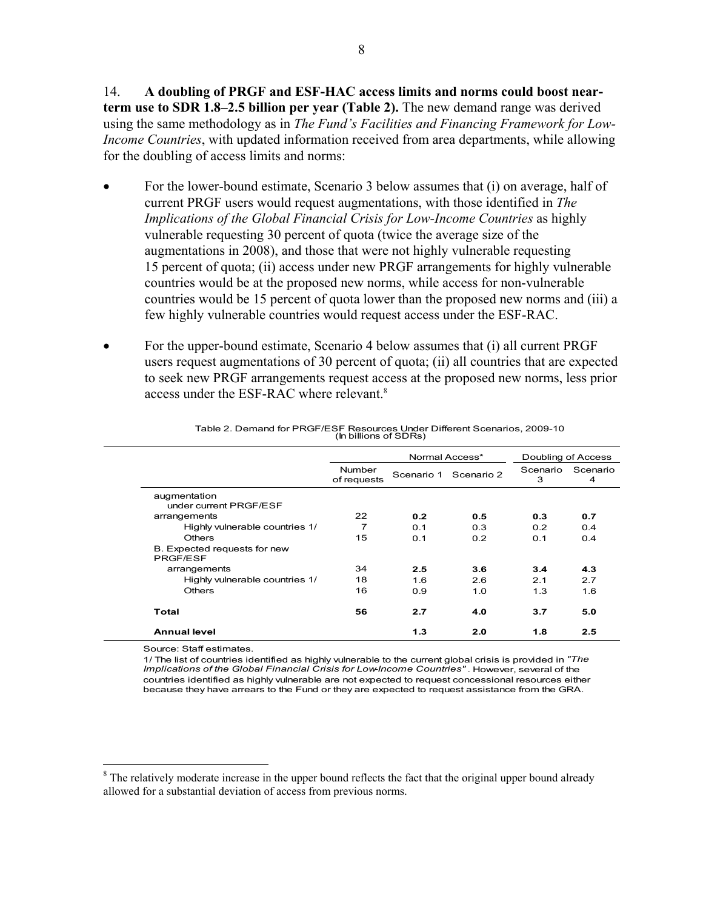14. **A doubling of PRGF and ESF-HAC access limits and norms could boost near-term use to SDR 1.8–2.5 billion per year (Table 2).** The new demand range was derived using the same methodology as in *The Fund's Facilities and Financing Framework for Low-Income Countries*, with updated information received from area departments, while allowing for the doubling of access limits and norms:

- For the lower-bound estimate, Scenario 3 below assumes that (i) on average, half of current PRGF users would request augmentations, with those identified in *The Implications of the Global Financial Crisis for Low-Income Countries* as highly vulnerable requesting 30 percent of quota (twice the average size of the augmentations in 2008), and those that were not highly vulnerable requesting 15 percent of quota; (ii) access under new PRGF arrangements for highly vulnerable countries would be at the proposed new norms, while access for non-vulnerable countries would be 15 percent of quota lower than the proposed new norms and (iii) a few highly vulnerable countries would request access under the ESF-RAC.

- For the upper-bound estimate, Scenario 4 below assumes that (i) all current PRGF users request augmentations of 30 percent of quota; (ii) all countries that are expected to seek new PRGF arrangements request access at the proposed new norms, less prior access under the ESF-RAC where relevant.[8]

Table 2. Demand for PRGF/ESF Resources Under Different Scenarios, 2009-10
(In billions of SDRs)

| | Normal Access* | | | Doubling of Access | |
|---|---|---|---|---|---|
| | Number of requests | Scenario 1 | Scenario 2 | Scenario 3 | Scenario 4 |
| augmentation under current PRGF/ESF arrangements | 22 | **0.2** | **0.5** | **0.3** | **0.7** |
| Highly vulnerable countries 1/ | 7 | 0.1 | 0.3 | 0.2 | 0.4 |
| Others | 15 | 0.1 | 0.2 | 0.1 | 0.4 |
| B. Expected requests for new PRGF/ESF arrangements | 34 | **2.5** | **3.6** | **3.4** | **4.3** |
| Highly vulnerable countries 1/ | 18 | 1.6 | 2.6 | 2.1 | 2.7 |
| Others | 16 | 0.9 | 1.0 | 1.3 | 1.6 |
| **Total** | **56** | **2.7** | **4.0** | **3.7** | **5.0** |
| **Annual level** | | **1.3** | **2.0** | **1.8** | **2.5** |

Source: Staff estimates.

1/ The list of countries identified as highly vulnerable to the current global crisis is provided in *"The Implications of the Global Financial Crisis for Low-Income Countries"*. However, several of the countries identified as highly vulnerable are not expected to request concessional resources either because they have arrears to the Fund or they are expected to request assistance from the GRA.

[8] The relatively moderate increase in the upper bound reflects the fact that the original upper bound already allowed for a substantial deviation of access from previous norms.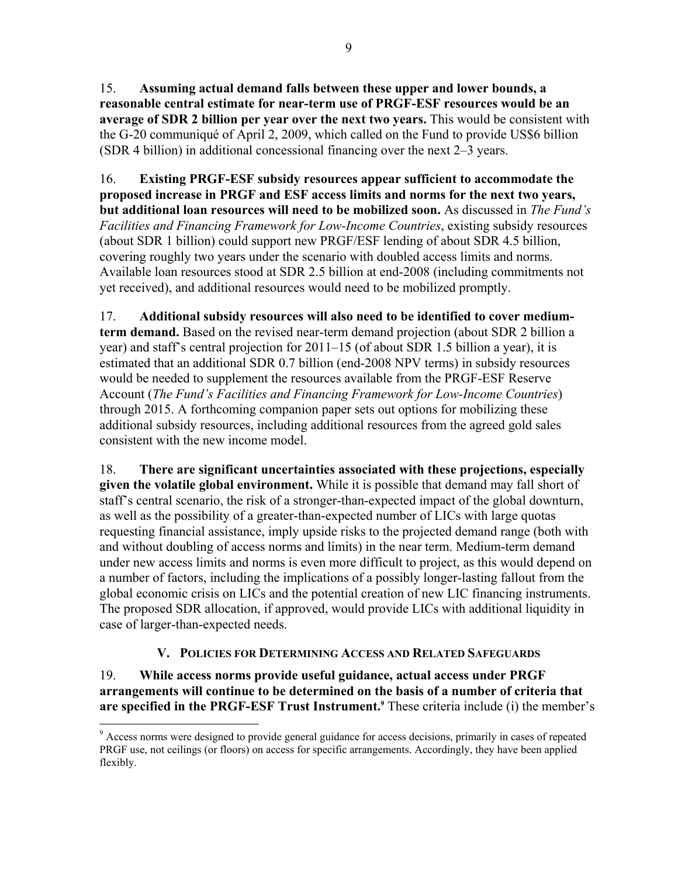15. **Assuming actual demand falls between these upper and lower bounds, a reasonable central estimate for near-term use of PRGF-ESF resources would be an average of SDR 2 billion per year over the next two years.** This would be consistent with the G-20 communiqué of April 2, 2009, which called on the Fund to provide US$6 billion (SDR 4 billion) in additional concessional financing over the next 2–3 years.

16. **Existing PRGF-ESF subsidy resources appear sufficient to accommodate the proposed increase in PRGF and ESF access limits and norms for the next two years, but additional loan resources will need to be mobilized soon.** As discussed in *The Fund's Facilities and Financing Framework for Low-Income Countries*, existing subsidy resources (about SDR 1 billion) could support new PRGF/ESF lending of about SDR 4.5 billion, covering roughly two years under the scenario with doubled access limits and norms. Available loan resources stood at SDR 2.5 billion at end-2008 (including commitments not yet received), and additional resources would need to be mobilized promptly.

17. **Additional subsidy resources will also need to be identified to cover medium-term demand.** Based on the revised near-term demand projection (about SDR 2 billion a year) and staff's central projection for 2011–15 (of about SDR 1.5 billion a year), it is estimated that an additional SDR 0.7 billion (end-2008 NPV terms) in subsidy resources would be needed to supplement the resources available from the PRGF-ESF Reserve Account (*The Fund's Facilities and Financing Framework for Low-Income Countries*) through 2015. A forthcoming companion paper sets out options for mobilizing these additional subsidy resources, including additional resources from the agreed gold sales consistent with the new income model.

18. **There are significant uncertainties associated with these projections, especially given the volatile global environment.** While it is possible that demand may fall short of staff's central scenario, the risk of a stronger-than-expected impact of the global downturn, as well as the possibility of a greater-than-expected number of LICs with large quotas requesting financial assistance, imply upside risks to the projected demand range (both with and without doubling of access norms and limits) in the near term. Medium-term demand under new access limits and norms is even more difficult to project, as this would depend on a number of factors, including the implications of a possibly longer-lasting fallout from the global economic crisis on LICs and the potential creation of new LIC financing instruments. The proposed SDR allocation, if approved, would provide LICs with additional liquidity in case of larger-than-expected needs.

## V. Policies for Determining Access and Related Safeguards

19. **While access norms provide useful guidance, actual access under PRGF arrangements will continue to be determined on the basis of a number of criteria that are specified in the PRGF-ESF Trust Instrument.**[9] These criteria include (i) the member's

[9] Access norms were designed to provide general guidance for access decisions, primarily in cases of repeated PRGF use, not ceilings (or floors) on access for specific arrangements. Accordingly, they have been applied flexibly.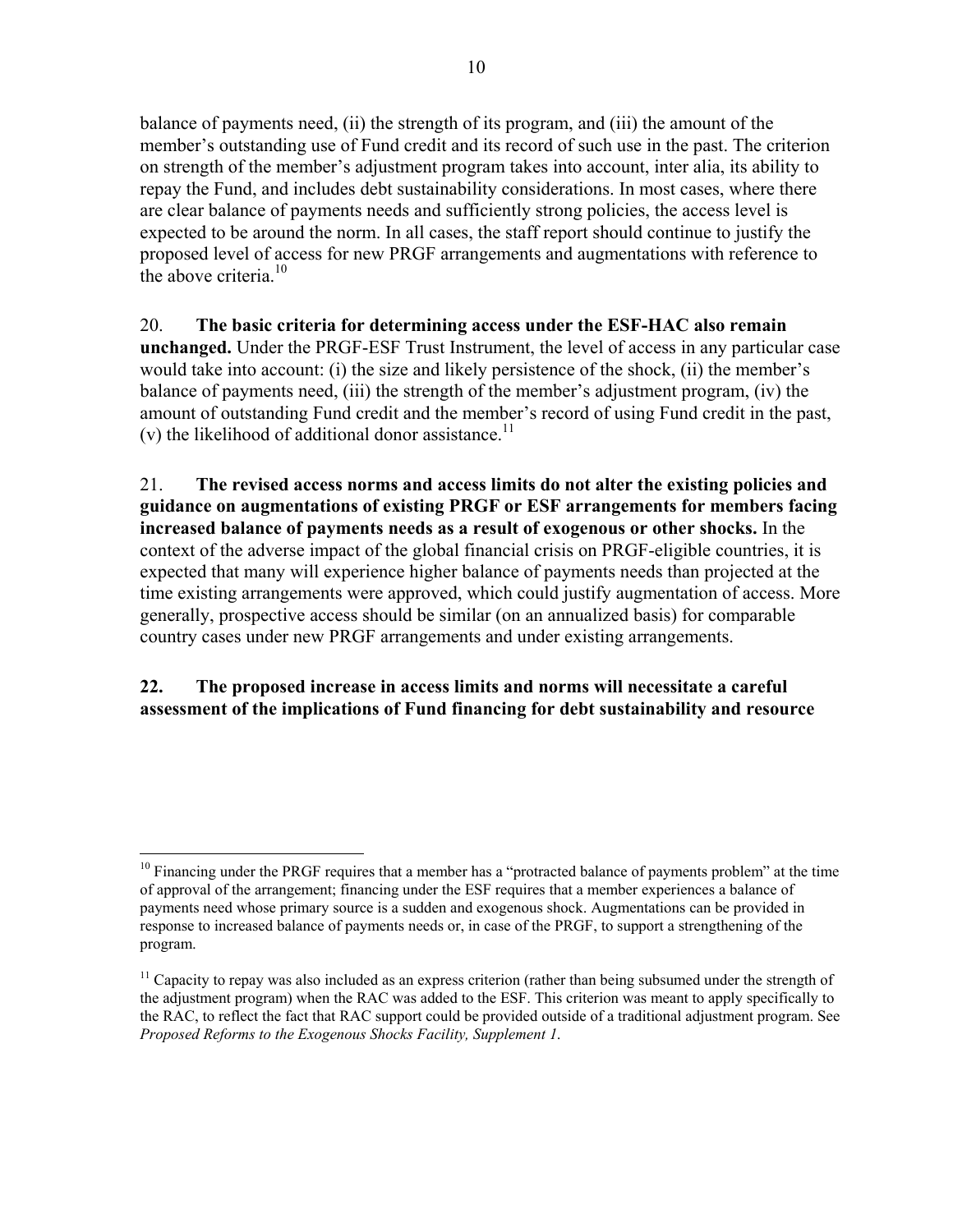balance of payments need, (ii) the strength of its program, and (iii) the amount of the member's outstanding use of Fund credit and its record of such use in the past. The criterion on strength of the member's adjustment program takes into account, inter alia, its ability to repay the Fund, and includes debt sustainability considerations. In most cases, where there are clear balance of payments needs and sufficiently strong policies, the access level is expected to be around the norm. In all cases, the staff report should continue to justify the proposed level of access for new PRGF arrangements and augmentations with reference to the above criteria.[10]

20. **The basic criteria for determining access under the ESF-HAC also remain unchanged.** Under the PRGF-ESF Trust Instrument, the level of access in any particular case would take into account: (i) the size and likely persistence of the shock, (ii) the member's balance of payments need, (iii) the strength of the member's adjustment program, (iv) the amount of outstanding Fund credit and the member's record of using Fund credit in the past, (v) the likelihood of additional donor assistance.[11]

21. **The revised access norms and access limits do not alter the existing policies and guidance on augmentations of existing PRGF or ESF arrangements for members facing increased balance of payments needs as a result of exogenous or other shocks.** In the context of the adverse impact of the global financial crisis on PRGF-eligible countries, it is expected that many will experience higher balance of payments needs than projected at the time existing arrangements were approved, which could justify augmentation of access. More generally, prospective access should be similar (on an annualized basis) for comparable country cases under new PRGF arrangements and under existing arrangements.

**22. The proposed increase in access limits and norms will necessitate a careful assessment of the implications of Fund financing for debt sustainability and resource**

---

[10] Financing under the PRGF requires that a member has a "protracted balance of payments problem" at the time of approval of the arrangement; financing under the ESF requires that a member experiences a balance of payments need whose primary source is a sudden and exogenous shock. Augmentations can be provided in response to increased balance of payments needs or, in case of the PRGF, to support a strengthening of the program.

[11] Capacity to repay was also included as an express criterion (rather than being subsumed under the strength of the adjustment program) when the RAC was added to the ESF. This criterion was meant to apply specifically to the RAC, to reflect the fact that RAC support could be provided outside of a traditional adjustment program. See *Proposed Reforms to the Exogenous Shocks Facility, Supplement 1*.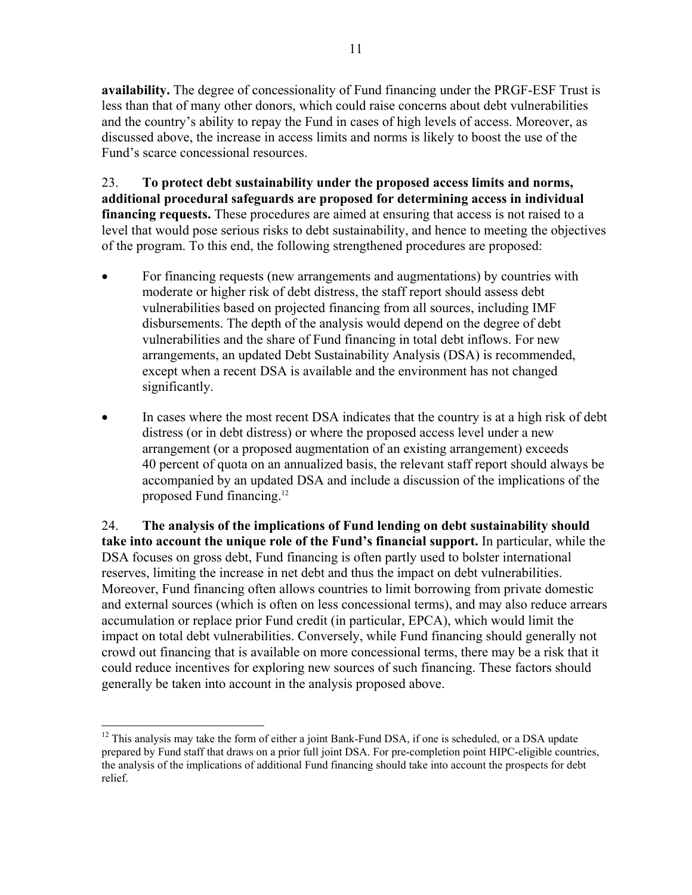**availability.** The degree of concessionality of Fund financing under the PRGF-ESF Trust is less than that of many other donors, which could raise concerns about debt vulnerabilities and the country's ability to repay the Fund in cases of high levels of access. Moreover, as discussed above, the increase in access limits and norms is likely to boost the use of the Fund's scarce concessional resources.

23. **To protect debt sustainability under the proposed access limits and norms, additional procedural safeguards are proposed for determining access in individual financing requests.** These procedures are aimed at ensuring that access is not raised to a level that would pose serious risks to debt sustainability, and hence to meeting the objectives of the program. To this end, the following strengthened procedures are proposed:

- For financing requests (new arrangements and augmentations) by countries with moderate or higher risk of debt distress, the staff report should assess debt vulnerabilities based on projected financing from all sources, including IMF disbursements. The depth of the analysis would depend on the degree of debt vulnerabilities and the share of Fund financing in total debt inflows. For new arrangements, an updated Debt Sustainability Analysis (DSA) is recommended, except when a recent DSA is available and the environment has not changed significantly.

- In cases where the most recent DSA indicates that the country is at a high risk of debt distress (or in debt distress) or where the proposed access level under a new arrangement (or a proposed augmentation of an existing arrangement) exceeds 40 percent of quota on an annualized basis, the relevant staff report should always be accompanied by an updated DSA and include a discussion of the implications of the proposed Fund financing.[12]

24. **The analysis of the implications of Fund lending on debt sustainability should take into account the unique role of the Fund's financial support.** In particular, while the DSA focuses on gross debt, Fund financing is often partly used to bolster international reserves, limiting the increase in net debt and thus the impact on debt vulnerabilities. Moreover, Fund financing often allows countries to limit borrowing from private domestic and external sources (which is often on less concessional terms), and may also reduce arrears accumulation or replace prior Fund credit (in particular, EPCA), which would limit the impact on total debt vulnerabilities. Conversely, while Fund financing should generally not crowd out financing that is available on more concessional terms, there may be a risk that it could reduce incentives for exploring new sources of such financing. These factors should generally be taken into account in the analysis proposed above.

---

[12] This analysis may take the form of either a joint Bank-Fund DSA, if one is scheduled, or a DSA update prepared by Fund staff that draws on a prior full joint DSA. For pre-completion point HIPC-eligible countries, the analysis of the implications of additional Fund financing should take into account the prospects for debt relief.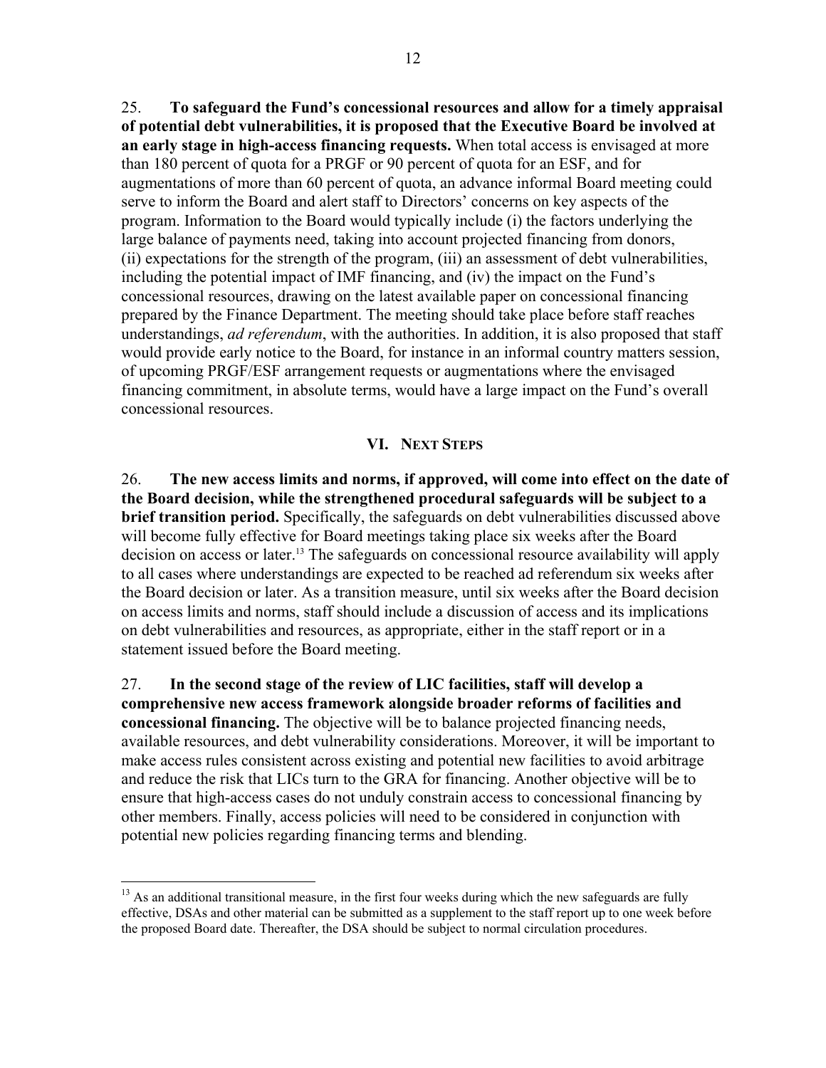25. **To safeguard the Fund's concessional resources and allow for a timely appraisal of potential debt vulnerabilities, it is proposed that the Executive Board be involved at an early stage in high-access financing requests.** When total access is envisaged at more than 180 percent of quota for a PRGF or 90 percent of quota for an ESF, and for augmentations of more than 60 percent of quota, an advance informal Board meeting could serve to inform the Board and alert staff to Directors' concerns on key aspects of the program. Information to the Board would typically include (i) the factors underlying the large balance of payments need, taking into account projected financing from donors, (ii) expectations for the strength of the program, (iii) an assessment of debt vulnerabilities, including the potential impact of IMF financing, and (iv) the impact on the Fund's concessional resources, drawing on the latest available paper on concessional financing prepared by the Finance Department. The meeting should take place before staff reaches understandings, *ad referendum*, with the authorities. In addition, it is also proposed that staff would provide early notice to the Board, for instance in an informal country matters session, of upcoming PRGF/ESF arrangement requests or augmentations where the envisaged financing commitment, in absolute terms, would have a large impact on the Fund's overall concessional resources.

## VI. Next Steps

26. **The new access limits and norms, if approved, will come into effect on the date of the Board decision, while the strengthened procedural safeguards will be subject to a brief transition period.** Specifically, the safeguards on debt vulnerabilities discussed above will become fully effective for Board meetings taking place six weeks after the Board decision on access or later.[13] The safeguards on concessional resource availability will apply to all cases where understandings are expected to be reached ad referendum six weeks after the Board decision or later. As a transition measure, until six weeks after the Board decision on access limits and norms, staff should include a discussion of access and its implications on debt vulnerabilities and resources, as appropriate, either in the staff report or in a statement issued before the Board meeting.

27. **In the second stage of the review of LIC facilities, staff will develop a comprehensive new access framework alongside broader reforms of facilities and concessional financing.** The objective will be to balance projected financing needs, available resources, and debt vulnerability considerations. Moreover, it will be important to make access rules consistent across existing and potential new facilities to avoid arbitrage and reduce the risk that LICs turn to the GRA for financing. Another objective will be to ensure that high-access cases do not unduly constrain access to concessional financing by other members. Finally, access policies will need to be considered in conjunction with potential new policies regarding financing terms and blending.

[13] As an additional transitional measure, in the first four weeks during which the new safeguards are fully effective, DSAs and other material can be submitted as a supplement to the staff report up to one week before the proposed Board date. Thereafter, the DSA should be subject to normal circulation procedures.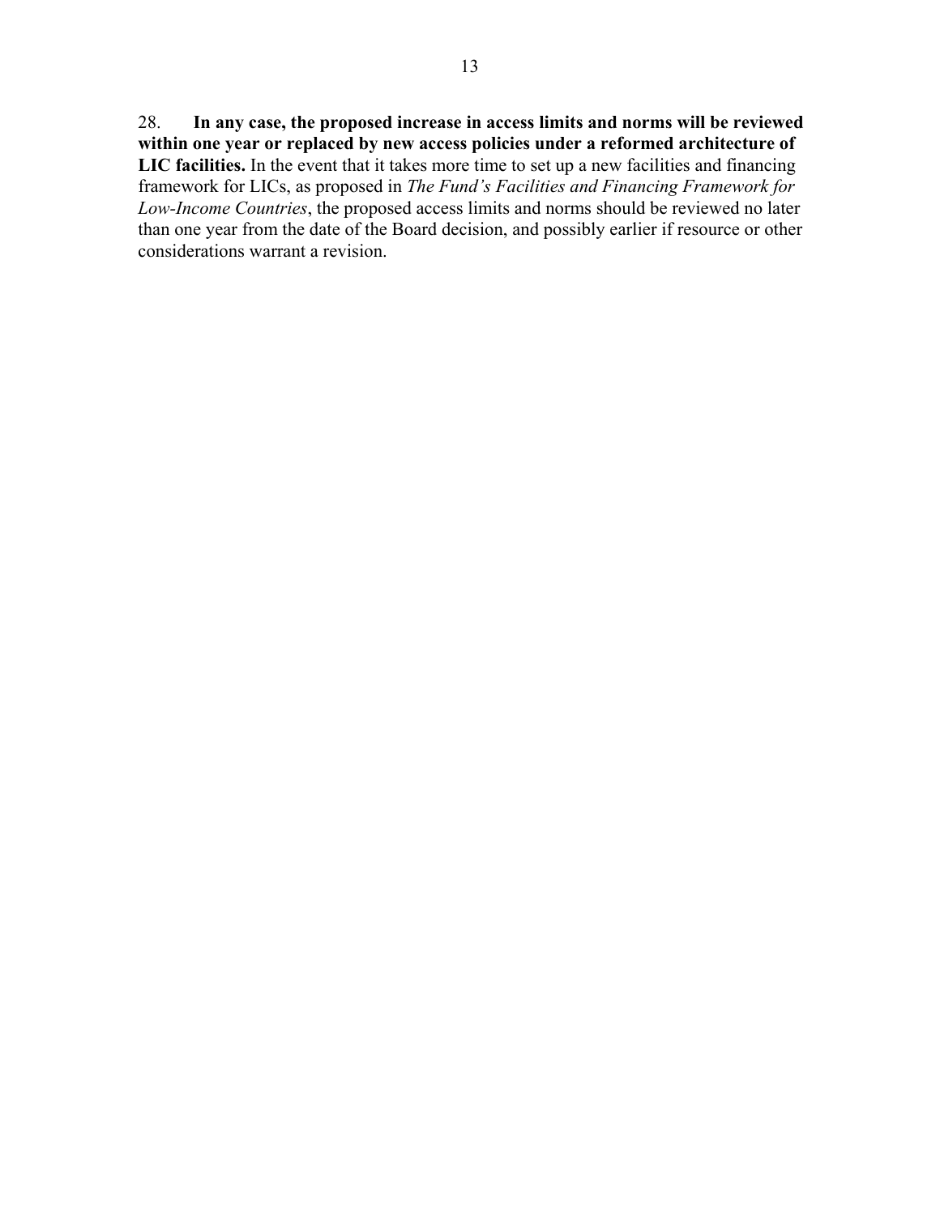28. **In any case, the proposed increase in access limits and norms will be reviewed within one year or replaced by new access policies under a reformed architecture of LIC facilities.** In the event that it takes more time to set up a new facilities and financing framework for LICs, as proposed in *The Fund's Facilities and Financing Framework for Low-Income Countries*, the proposed access limits and norms should be reviewed no later than one year from the date of the Board decision, and possibly earlier if resource or other considerations warrant a revision.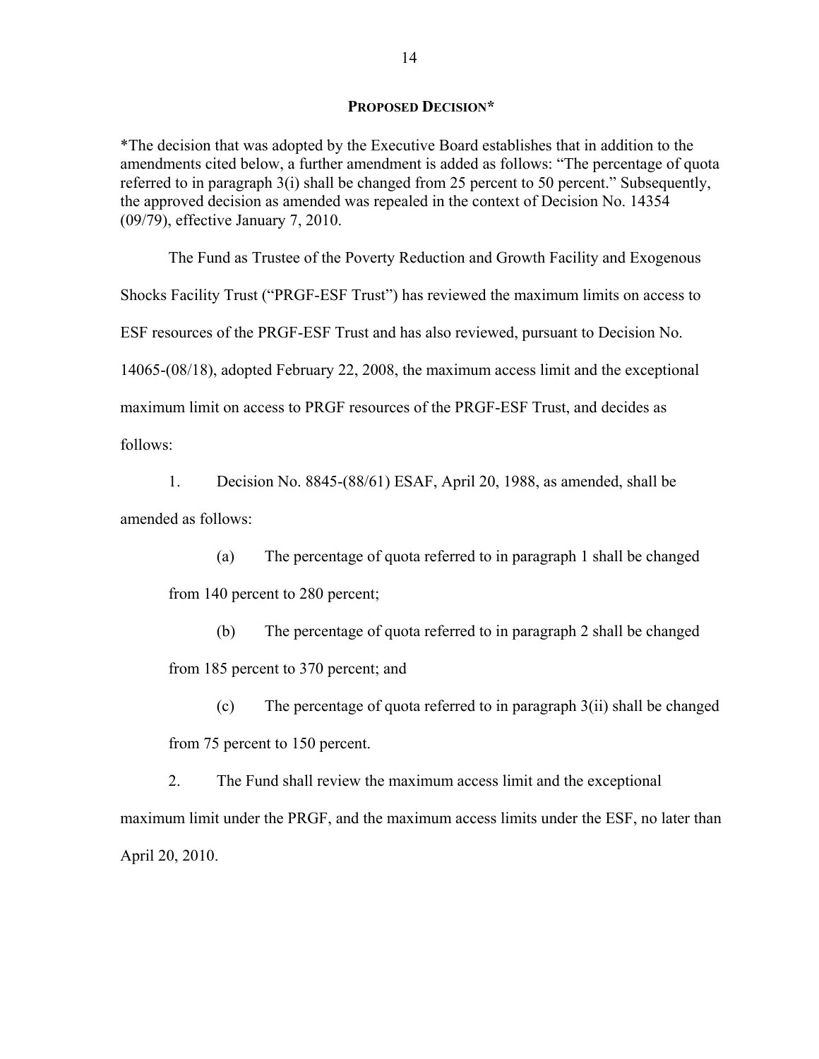## PROPOSED DECISION*

*The decision that was adopted by the Executive Board establishes that in addition to the amendments cited below, a further amendment is added as follows: "The percentage of quota referred to in paragraph 3(i) shall be changed from 25 percent to 50 percent." Subsequently, the approved decision as amended was repealed in the context of Decision No. 14354 (09/79), effective January 7, 2010.

The Fund as Trustee of the Poverty Reduction and Growth Facility and Exogenous Shocks Facility Trust ("PRGF-ESF Trust") has reviewed the maximum limits on access to ESF resources of the PRGF-ESF Trust and has also reviewed, pursuant to Decision No. 14065-(08/18), adopted February 22, 2008, the maximum access limit and the exceptional maximum limit on access to PRGF resources of the PRGF-ESF Trust, and decides as follows:

1. Decision No. 8845-(88/61) ESAF, April 20, 1988, as amended, shall be amended as follows:

   (a) The percentage of quota referred to in paragraph 1 shall be changed from 140 percent to 280 percent;

   (b) The percentage of quota referred to in paragraph 2 shall be changed from 185 percent to 370 percent; and

   (c) The percentage of quota referred to in paragraph 3(ii) shall be changed from 75 percent to 150 percent.

2. The Fund shall review the maximum access limit and the exceptional maximum limit under the PRGF, and the maximum access limits under the ESF, no later than April 20, 2010.